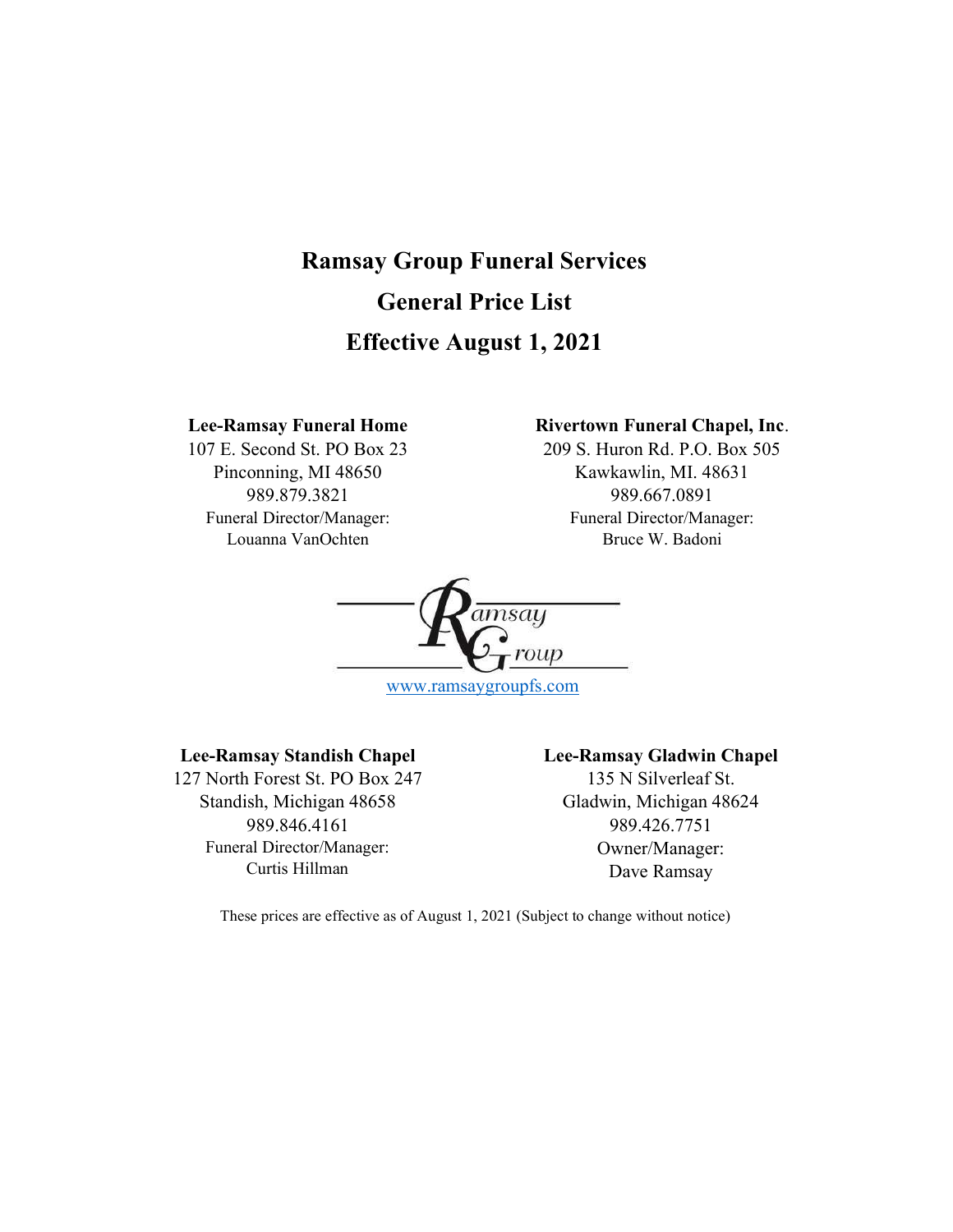# Ramsay Group Funeral Services

## General Price List

## Effective August 1, 2021

**Lee-Ramsay Funeral Home**
107 E. Second St. PO Box 23
Pinconning, MI 48650
989.879.3821
Funeral Director/Manager:
Louanna VanOchten

**Rivertown Funeral Chapel, Inc.**
209 S. Huron Rd. P.O. Box 505
Kawkawlin, MI. 48631
989.667.0891
Funeral Director/Manager:
Bruce W. Badoni

Ramsay Group

www.ramsaygroupfs.com

**Lee-Ramsay Standish Chapel**
127 North Forest St. PO Box 247
Standish, Michigan 48658
989.846.4161
Funeral Director/Manager:
Curtis Hillman

**Lee-Ramsay Gladwin Chapel**
135 N Silverleaf St.
Gladwin, Michigan 48624
989.426.7751
Owner/Manager:
Dave Ramsay

These prices are effective as of August 1, 2021 (Subject to change without notice)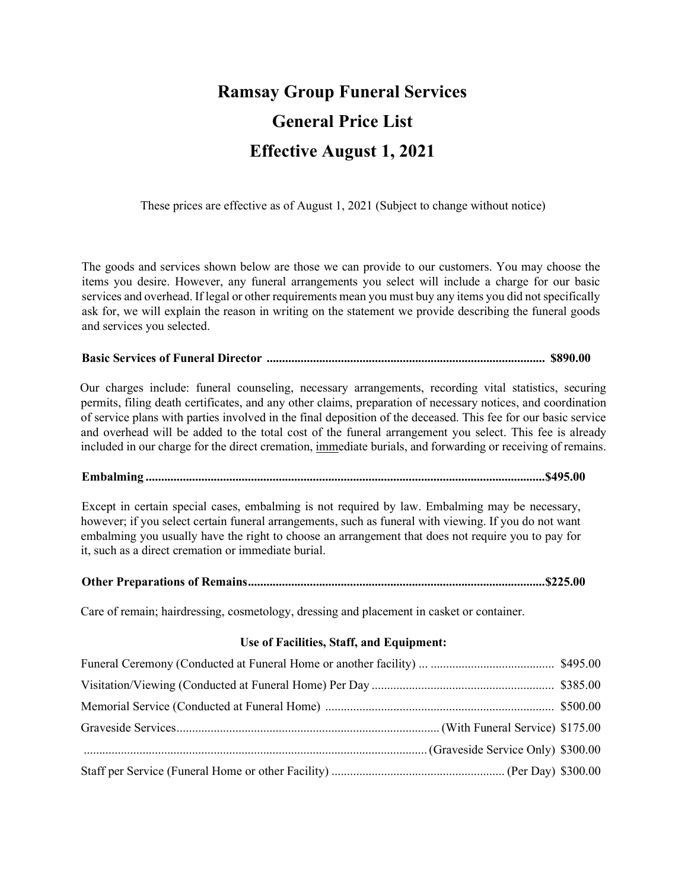# Ramsay Group Funeral Services

# General Price List

# Effective August 1, 2021

These prices are effective as of August 1, 2021 (Subject to change without notice)

The goods and services shown below are those we can provide to our customers. You may choose the items you desire. However, any funeral arrangements you select will include a charge for our basic services and overhead. If legal or other requirements mean you must buy any items you did not specifically ask for, we will explain the reason in writing on the statement we provide describing the funeral goods and services you selected.

**Basic Services of Funeral Director ......................................................................................... $890.00**

Our charges include: funeral counseling, necessary arrangements, recording vital statistics, securing permits, filing death certificates, and any other claims, preparation of necessary notices, and coordination of service plans with parties involved in the final deposition of the deceased. This fee for our basic service and overhead will be added to the total cost of the funeral arrangement you select. This fee is already included in our charge for the direct cremation, immediate burials, and forwarding or receiving of remains.

**Embalming ...............................................................................................................................$495.00**

Except in certain special cases, embalming is not required by law. Embalming may be necessary, however; if you select certain funeral arrangements, such as funeral with viewing. If you do not want embalming you usually have the right to choose an arrangement that does not require you to pay for it, such as a direct cremation or immediate burial.

**Other Preparations of Remains...............................................................................................$225.00**

Care of remain; hairdressing, cosmetology, dressing and placement in casket or container.

**Use of Facilities, Staff, and Equipment:**

Funeral Ceremony (Conducted at Funeral Home or another facility) ... ........................................ $495.00

Visitation/Viewing (Conducted at Funeral Home) Per Day .......................................................... $385.00

Memorial Service (Conducted at Funeral Home) ......................................................................... $500.00

Graveside Services.................................................................................... (With Funeral Service) $175.00

.............................................................................................................. (Graveside Service Only) $300.00

Staff per Service (Funeral Home or other Facility) ....................................................... (Per Day) $300.00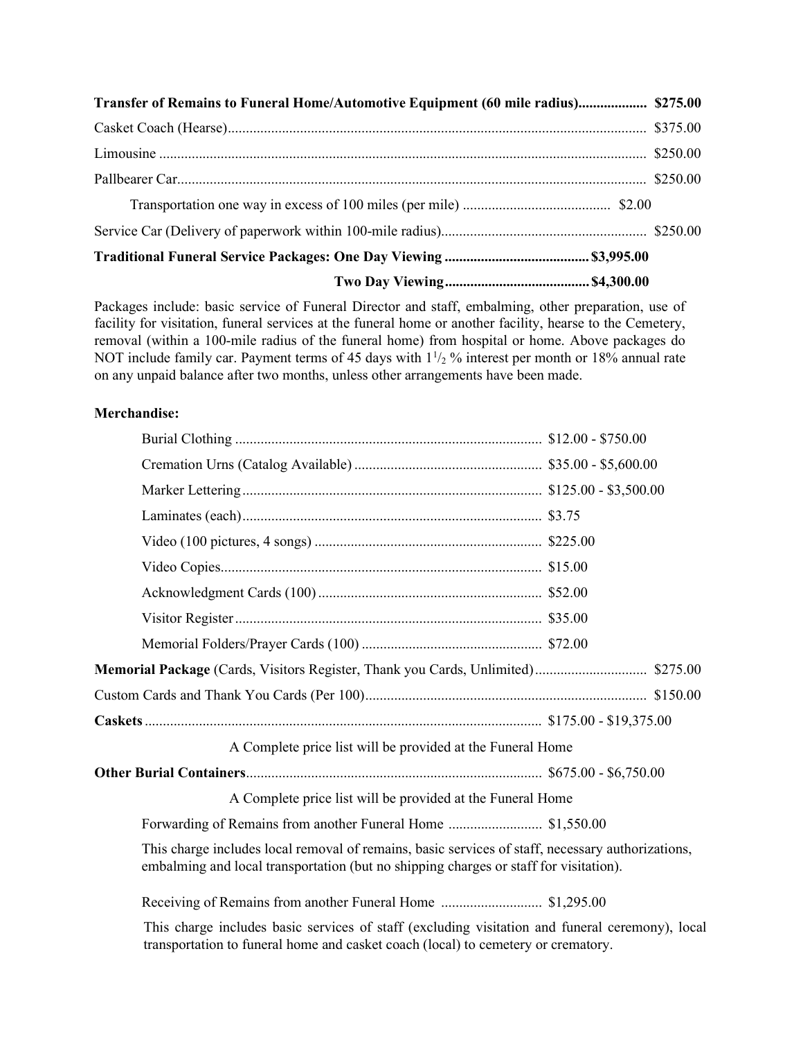**Transfer of Remains to Funeral Home/Automotive Equipment (60 mile radius)....... $275.00**

Casket Coach (Hearse)....... $375.00

Limousine ....... $250.00

Pallbearer Car....... $250.00

Transportation one way in excess of 100 miles (per mile) ....... $2.00

Service Car (Delivery of paperwork within 100-mile radius)....... $250.00

**Traditional Funeral Service Packages: One Day Viewing ....... $3,995.00**

**Two Day Viewing....... $4,300.00**

Packages include: basic service of Funeral Director and staff, embalming, other preparation, use of facility for visitation, funeral services at the funeral home or another facility, hearse to the Cemetery, removal (within a 100-mile radius of the funeral home) from hospital or home. Above packages do NOT include family car. Payment terms of 45 days with $1^{1}/_{2}$ % interest per month or 18% annual rate on any unpaid balance after two months, unless other arrangements have been made.

**Merchandise:**

Burial Clothing ....... $12.00 - $750.00

Cremation Urns (Catalog Available) ....... $35.00 - $5,600.00

Marker Lettering....... $125.00 - $3,500.00

Laminates (each)....... $3.75

Video (100 pictures, 4 songs) ....... $225.00

Video Copies....... $15.00

Acknowledgment Cards (100) ....... $52.00

Visitor Register ....... $35.00

Memorial Folders/Prayer Cards (100) ....... $72.00

**Memorial Package** (Cards, Visitors Register, Thank you Cards, Unlimited)....... $275.00

Custom Cards and Thank You Cards (Per 100)....... $150.00

**Caskets** ....... $175.00 - $19,375.00

A Complete price list will be provided at the Funeral Home

**Other Burial Containers**....... $675.00 - $6,750.00

A Complete price list will be provided at the Funeral Home

Forwarding of Remains from another Funeral Home ....... $1,550.00

This charge includes local removal of remains, basic services of staff, necessary authorizations, embalming and local transportation (but no shipping charges or staff for visitation).

Receiving of Remains from another Funeral Home ....... $1,295.00

This charge includes basic services of staff (excluding visitation and funeral ceremony), local transportation to funeral home and casket coach (local) to cemetery or crematory.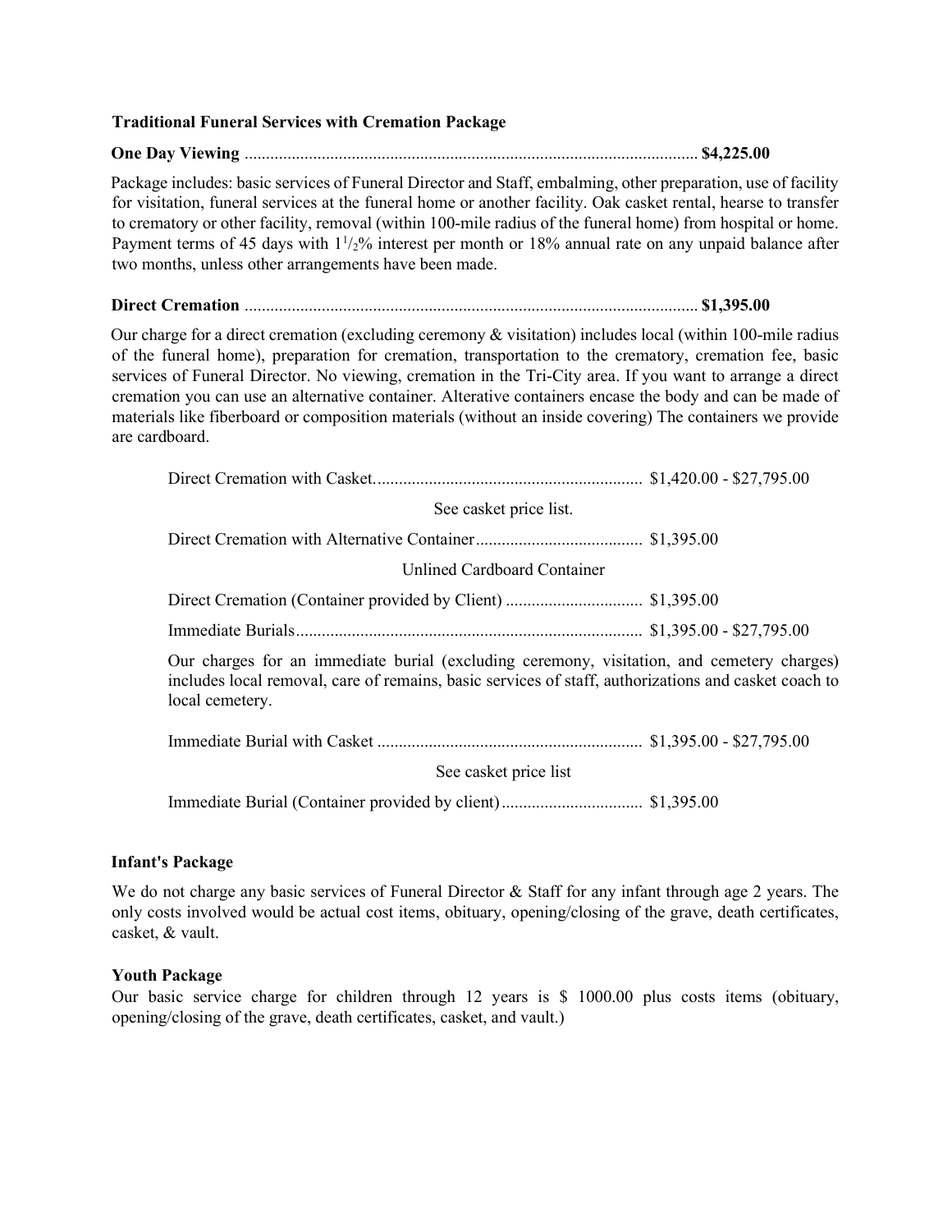### Traditional Funeral Services with Cremation Package

**One Day Viewing** ........................................................................................................ **$4,225.00**

Package includes: basic services of Funeral Director and Staff, embalming, other preparation, use of facility for visitation, funeral services at the funeral home or another facility. Oak casket rental, hearse to transfer to crematory or other facility, removal (within 100-mile radius of the funeral home) from hospital or home. Payment terms of 45 days with $1^1/_2$% interest per month or 18% annual rate on any unpaid balance after two months, unless other arrangements have been made.

**Direct Cremation** ........................................................................................................ **$1,395.00**

Our charge for a direct cremation (excluding ceremony & visitation) includes local (within 100-mile radius of the funeral home), preparation for cremation, transportation to the crematory, cremation fee, basic services of Funeral Director. No viewing, cremation in the Tri-City area. If you want to arrange a direct cremation you can use an alternative container. Alterative containers encase the body and can be made of materials like fiberboard or composition materials (without an inside covering) The containers we provide are cardboard.

Direct Cremation with Casket.............................................................. $1,420.00 - $27,795.00

See casket price list.

Direct Cremation with Alternative Container...................................... $1,395.00

Unlined Cardboard Container

Direct Cremation (Container provided by Client) ................................ $1,395.00

Immediate Burials................................................................................ $1,395.00 - $27,795.00

Our charges for an immediate burial (excluding ceremony, visitation, and cemetery charges) includes local removal, care of remains, basic services of staff, authorizations and casket coach to local cemetery.

Immediate Burial with Casket ............................................................. $1,395.00 - $27,795.00

See casket price list

Immediate Burial (Container provided by client)................................ $1,395.00

### Infant's Package

We do not charge any basic services of Funeral Director & Staff for any infant through age 2 years. The only costs involved would be actual cost items, obituary, opening/closing of the grave, death certificates, casket, & vault.

### Youth Package

Our basic service charge for children through 12 years is $ 1000.00 plus costs items (obituary, opening/closing of the grave, death certificates, casket, and vault.)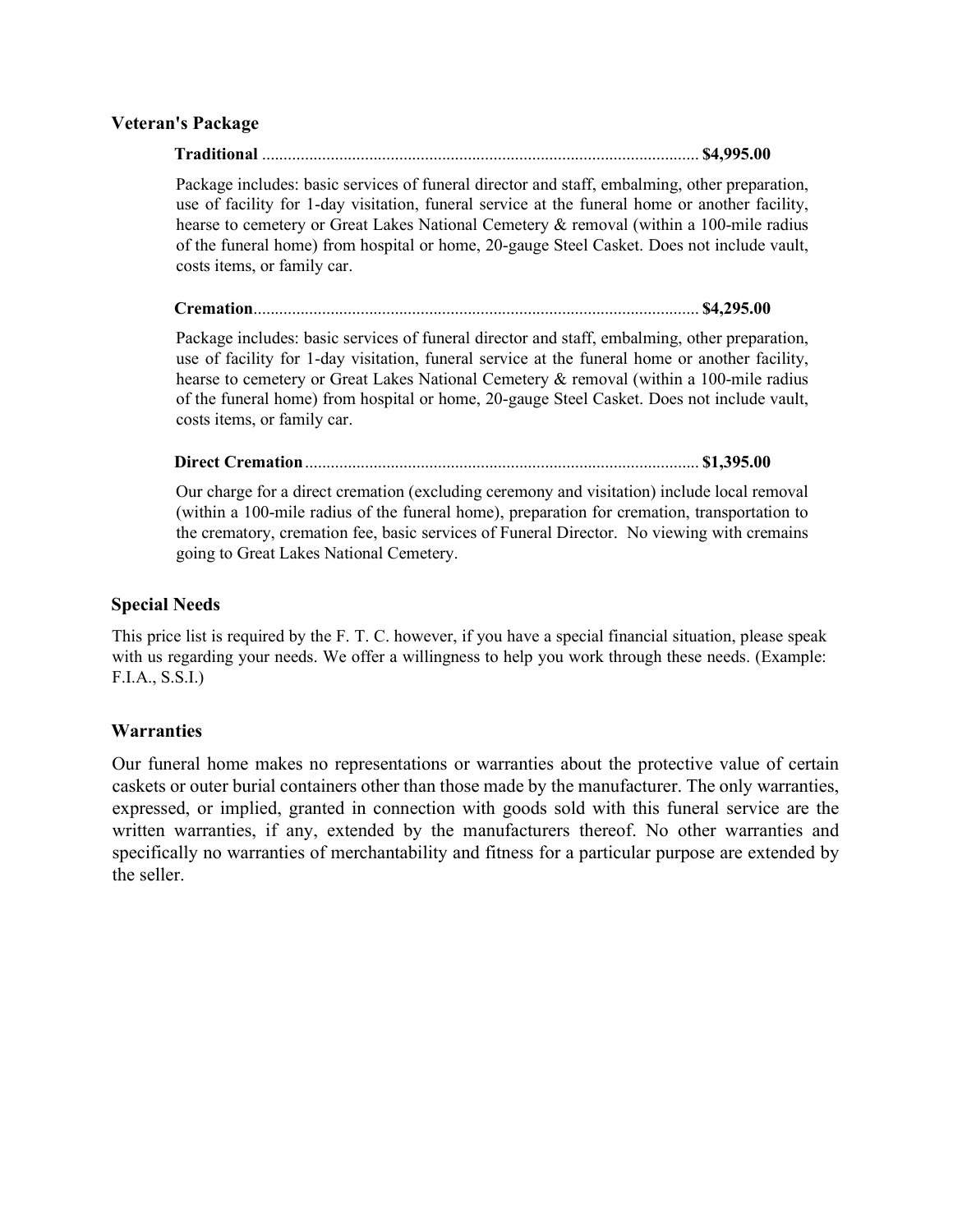## Veteran's Package

**Traditional** ..................................................................................................... **$4,995.00**

Package includes: basic services of funeral director and staff, embalming, other preparation, use of facility for 1-day visitation, funeral service at the funeral home or another facility, hearse to cemetery or Great Lakes National Cemetery & removal (within a 100-mile radius of the funeral home) from hospital or home, 20-gauge Steel Casket. Does not include vault, costs items, or family car.

**Cremation**....................................................................................................... **$4,295.00**

Package includes: basic services of funeral director and staff, embalming, other preparation, use of facility for 1-day visitation, funeral service at the funeral home or another facility, hearse to cemetery or Great Lakes National Cemetery & removal (within a 100-mile radius of the funeral home) from hospital or home, 20-gauge Steel Casket. Does not include vault, costs items, or family car.

**Direct Cremation**........................................................................................... **$1,395.00**

Our charge for a direct cremation (excluding ceremony and visitation) include local removal (within a 100-mile radius of the funeral home), preparation for cremation, transportation to the crematory, cremation fee, basic services of Funeral Director. No viewing with cremains going to Great Lakes National Cemetery.

## Special Needs

This price list is required by the F. T. C. however, if you have a special financial situation, please speak with us regarding your needs. We offer a willingness to help you work through these needs. (Example: F.I.A., S.S.I.)

## Warranties

Our funeral home makes no representations or warranties about the protective value of certain caskets or outer burial containers other than those made by the manufacturer. The only warranties, expressed, or implied, granted in connection with goods sold with this funeral service are the written warranties, if any, extended by the manufacturers thereof. No other warranties and specifically no warranties of merchantability and fitness for a particular purpose are extended by the seller.